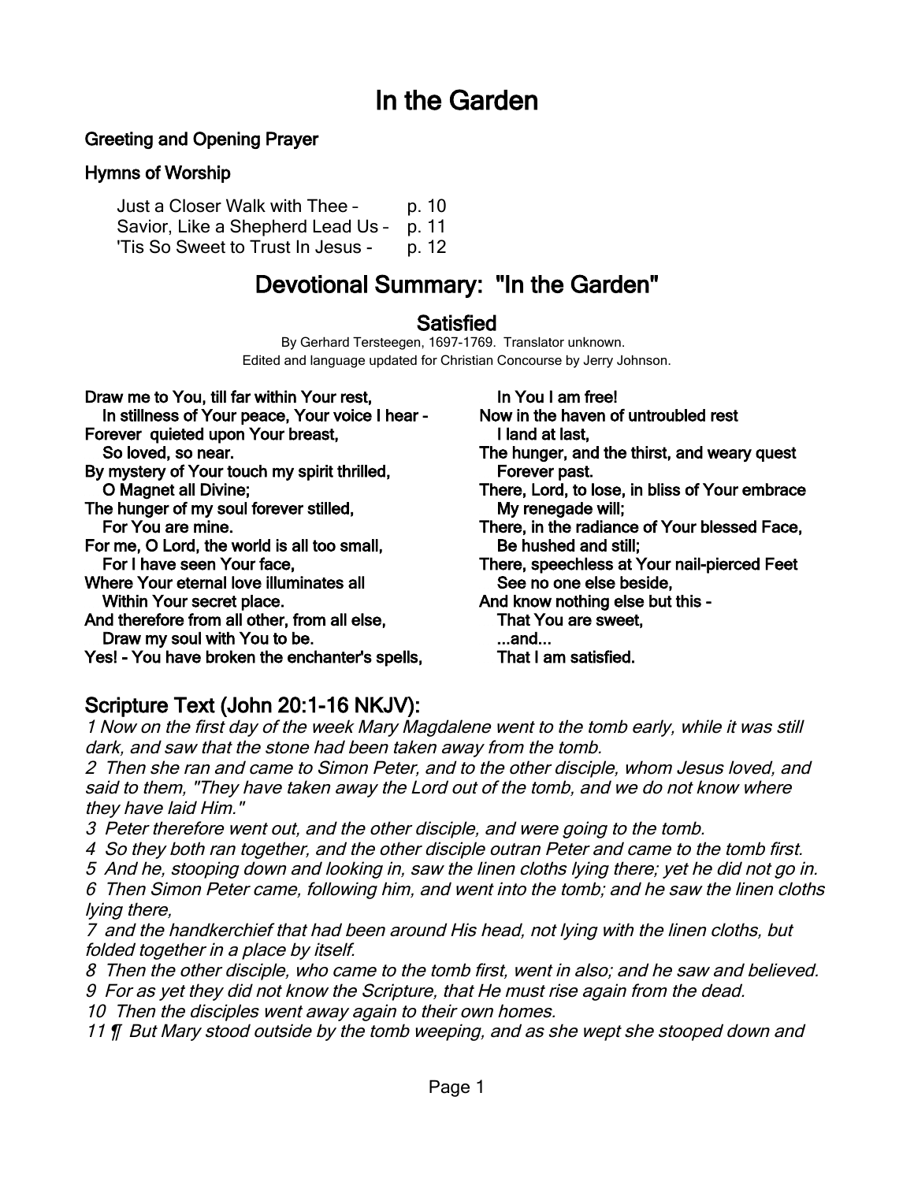# In the Garden

### Greeting and Opening Prayer

### Hymns of Worship

Just a Closer Walk with Thee – p. 10
Savior, Like a Shepherd Lead Us – p. 11
'Tis So Sweet to Trust In Jesus - p. 12

## Devotional Summary: "In the Garden"

### Satisfied

By Gerhard Tersteegen, 1697-1769. Translator unknown.
Edited and language updated for Christian Concourse by Jerry Johnson.

**Draw me to You, till far within Your rest,**
**In stillness of Your peace, Your voice I hear -**
**Forever quieted upon Your breast,**
**So loved, so near.**
**By mystery of Your touch my spirit thrilled,**
**O Magnet all Divine;**
**The hunger of my soul forever stilled,**
**For You are mine.**
**For me, O Lord, the world is all too small,**
**For I have seen Your face,**
**Where Your eternal love illuminates all**
**Within Your secret place.**
**And therefore from all other, from all else,**
**Draw my soul with You to be.**
**Yes! - You have broken the enchanter's spells,**
**In You I am free!**
**Now in the haven of untroubled rest**
**I land at last,**
**The hunger, and the thirst, and weary quest**
**Forever past.**
**There, Lord, to lose, in bliss of Your embrace**
**My renegade will;**
**There, in the radiance of Your blessed Face,**
**Be hushed and still;**
**There, speechless at Your nail-pierced Feet**
**See no one else beside,**
**And know nothing else but this -**
**That You are sweet,**
**...and...**
**That I am satisfied.**

## Scripture Text (John 20:1-16 NKJV):

*1 Now on the first day of the week Mary Magdalene went to the tomb early, while it was still dark, and saw that the stone had been taken away from the tomb.*
*2 Then she ran and came to Simon Peter, and to the other disciple, whom Jesus loved, and said to them, "They have taken away the Lord out of the tomb, and we do not know where they have laid Him."*
*3 Peter therefore went out, and the other disciple, and were going to the tomb.*
*4 So they both ran together, and the other disciple outran Peter and came to the tomb first.*
*5 And he, stooping down and looking in, saw the linen cloths lying there; yet he did not go in.*
*6 Then Simon Peter came, following him, and went into the tomb; and he saw the linen cloths lying there,*
*7 and the handkerchief that had been around His head, not lying with the linen cloths, but folded together in a place by itself.*
*8 Then the other disciple, who came to the tomb first, went in also; and he saw and believed.*
*9 For as yet they did not know the Scripture, that He must rise again from the dead.*
*10 Then the disciples went away again to their own homes.*
*11 ¶ But Mary stood outside by the tomb weeping, and as she wept she stooped down and*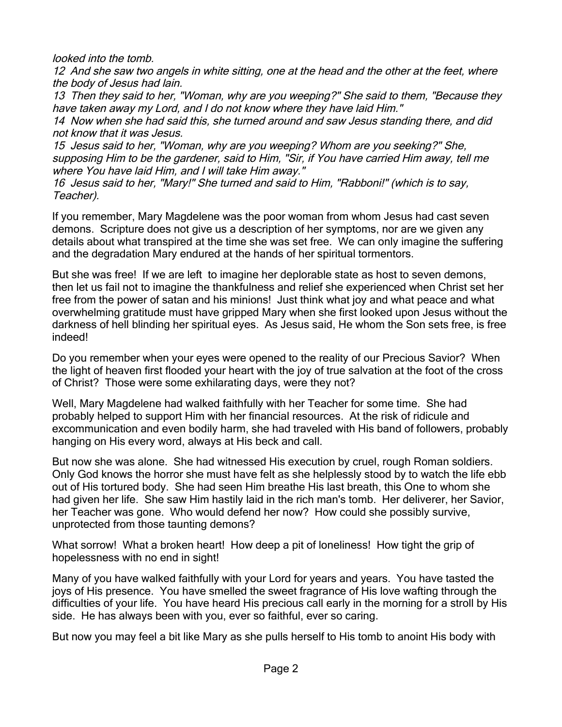*looked into the tomb.*

*12 And she saw two angels in white sitting, one at the head and the other at the feet, where the body of Jesus had lain.*

*13 Then they said to her, "Woman, why are you weeping?" She said to them, "Because they have taken away my Lord, and I do not know where they have laid Him."*

*14 Now when she had said this, she turned around and saw Jesus standing there, and did not know that it was Jesus.*

*15 Jesus said to her, "Woman, why are you weeping? Whom are you seeking?" She, supposing Him to be the gardener, said to Him, "Sir, if You have carried Him away, tell me where You have laid Him, and I will take Him away."*

*16 Jesus said to her, "Mary!" She turned and said to Him, "Rabboni!" (which is to say, Teacher).*

If you remember, Mary Magdelene was the poor woman from whom Jesus had cast seven demons. Scripture does not give us a description of her symptoms, nor are we given any details about what transpired at the time she was set free. We can only imagine the suffering and the degradation Mary endured at the hands of her spiritual tormentors.

But she was free! If we are left to imagine her deplorable state as host to seven demons, then let us fail not to imagine the thankfulness and relief she experienced when Christ set her free from the power of satan and his minions! Just think what joy and what peace and what overwhelming gratitude must have gripped Mary when she first looked upon Jesus without the darkness of hell blinding her spiritual eyes. As Jesus said, He whom the Son sets free, is free indeed!

Do you remember when your eyes were opened to the reality of our Precious Savior? When the light of heaven first flooded your heart with the joy of true salvation at the foot of the cross of Christ? Those were some exhilarating days, were they not?

Well, Mary Magdelene had walked faithfully with her Teacher for some time. She had probably helped to support Him with her financial resources. At the risk of ridicule and excommunication and even bodily harm, she had traveled with His band of followers, probably hanging on His every word, always at His beck and call.

But now she was alone. She had witnessed His execution by cruel, rough Roman soldiers. Only God knows the horror she must have felt as she helplessly stood by to watch the life ebb out of His tortured body. She had seen Him breathe His last breath, this One to whom she had given her life. She saw Him hastily laid in the rich man's tomb. Her deliverer, her Savior, her Teacher was gone. Who would defend her now? How could she possibly survive, unprotected from those taunting demons?

What sorrow! What a broken heart! How deep a pit of loneliness! How tight the grip of hopelessness with no end in sight!

Many of you have walked faithfully with your Lord for years and years. You have tasted the joys of His presence. You have smelled the sweet fragrance of His love wafting through the difficulties of your life. You have heard His precious call early in the morning for a stroll by His side. He has always been with you, ever so faithful, ever so caring.

But now you may feel a bit like Mary as she pulls herself to His tomb to anoint His body with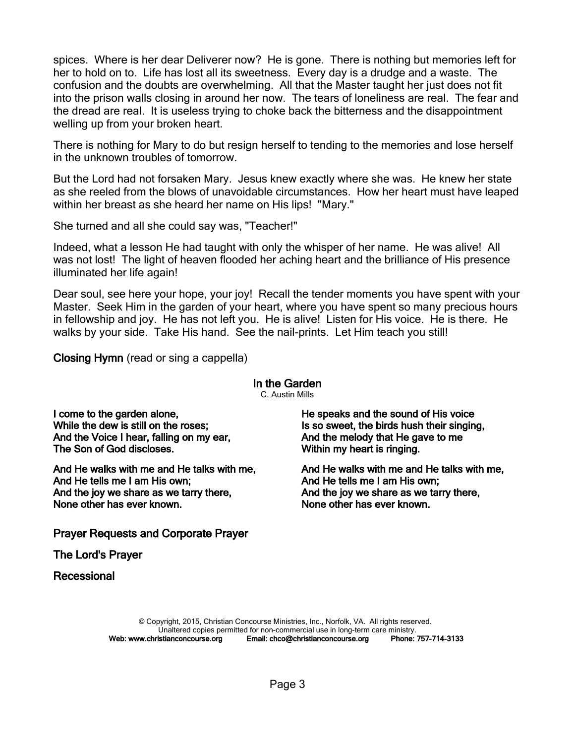spices. Where is her dear Deliverer now? He is gone. There is nothing but memories left for her to hold on to. Life has lost all its sweetness. Every day is a drudge and a waste. The confusion and the doubts are overwhelming. All that the Master taught her just does not fit into the prison walls closing in around her now. The tears of loneliness are real. The fear and the dread are real. It is useless trying to choke back the bitterness and the disappointment welling up from your broken heart.

There is nothing for Mary to do but resign herself to tending to the memories and lose herself in the unknown troubles of tomorrow.

But the Lord had not forsaken Mary. Jesus knew exactly where she was. He knew her state as she reeled from the blows of unavoidable circumstances. How her heart must have leaped within her breast as she heard her name on His lips! "Mary."

She turned and all she could say was, "Teacher!"

Indeed, what a lesson He had taught with only the whisper of her name. He was alive! All was not lost! The light of heaven flooded her aching heart and the brilliance of His presence illuminated her life again!

Dear soul, see here your hope, your joy! Recall the tender moments you have spent with your Master. Seek Him in the garden of your heart, where you have spent so many precious hours in fellowship and joy. He has not left you. He is alive! Listen for His voice. He is there. He walks by your side. Take His hand. See the nail-prints. Let Him teach you still!

**Closing Hymn** (read or sing a cappella)

**In the Garden**
C. Austin Mills

**I come to the garden alone,
While the dew is still on the roses;
And the Voice I hear, falling on my ear,
The Son of God discloses.**

**And He walks with me and He talks with me,
And He tells me I am His own;
And the joy we share as we tarry there,
None other has ever known.**

**He speaks and the sound of His voice
Is so sweet, the birds hush their singing,
And the melody that He gave to me
Within my heart is ringing.**

**And He walks with me and He talks with me,
And He tells me I am His own;
And the joy we share as we tarry there,
None other has ever known.**

**Prayer Requests and Corporate Prayer**

**The Lord's Prayer**

**Recessional**

© Copyright, 2015, Christian Concourse Ministries, Inc., Norfolk, VA. All rights reserved.
Unaltered copies permitted for non-commercial use in long-term care ministry.
**Web: www.christianconcourse.org Email: chco@christianconcourse.org Phone: 757-714-3133**